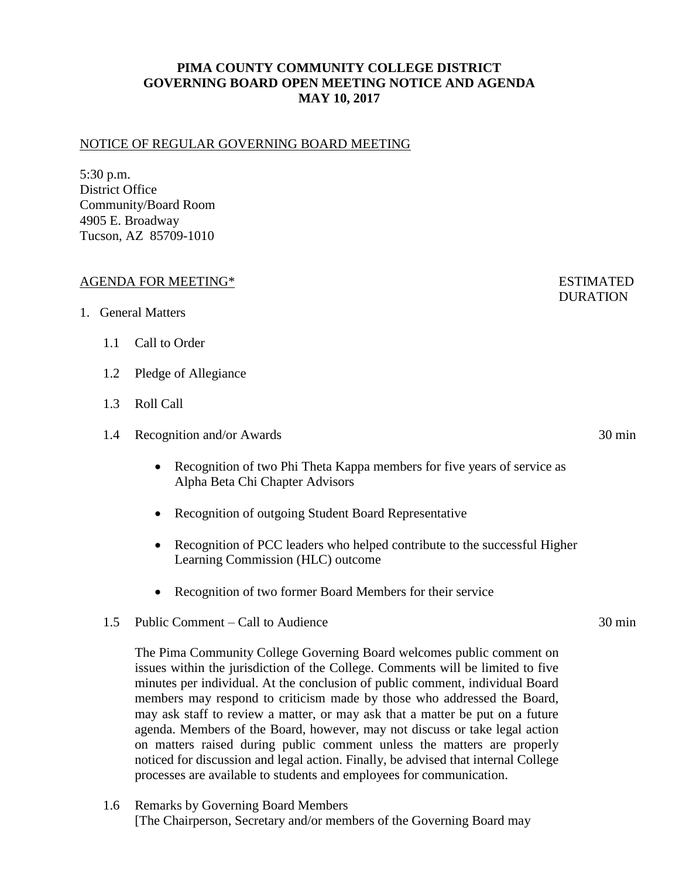# PIMA COUNTY COMMUNITY COLLEGE DISTRICT
# GOVERNING BOARD OPEN MEETING NOTICE AND AGENDA
# MAY 10, 2017

NOTICE OF REGULAR GOVERNING BOARD MEETING

5:30 p.m.
District Office
Community/Board Room
4905 E. Broadway
Tucson, AZ 85709-1010

| AGENDA FOR MEETING* | ESTIMATED DURATION |
|---|---|

1. General Matters

   1.1 Call to Order

   1.2 Pledge of Allegiance

   1.3 Roll Call

   1.4 Recognition and/or Awards — 30 min

   - Recognition of two Phi Theta Kappa members for five years of service as Alpha Beta Chi Chapter Advisors
   - Recognition of outgoing Student Board Representative
   - Recognition of PCC leaders who helped contribute to the successful Higher Learning Commission (HLC) outcome
   - Recognition of two former Board Members for their service

   1.5 Public Comment – Call to Audience — 30 min

   The Pima Community College Governing Board welcomes public comment on issues within the jurisdiction of the College. Comments will be limited to five minutes per individual. At the conclusion of public comment, individual Board members may respond to criticism made by those who addressed the Board, may ask staff to review a matter, or may ask that a matter be put on a future agenda. Members of the Board, however, may not discuss or take legal action on matters raised during public comment unless the matters are properly noticed for discussion and legal action. Finally, be advised that internal College processes are available to students and employees for communication.

   1.6 Remarks by Governing Board Members
   [The Chairperson, Secretary and/or members of the Governing Board may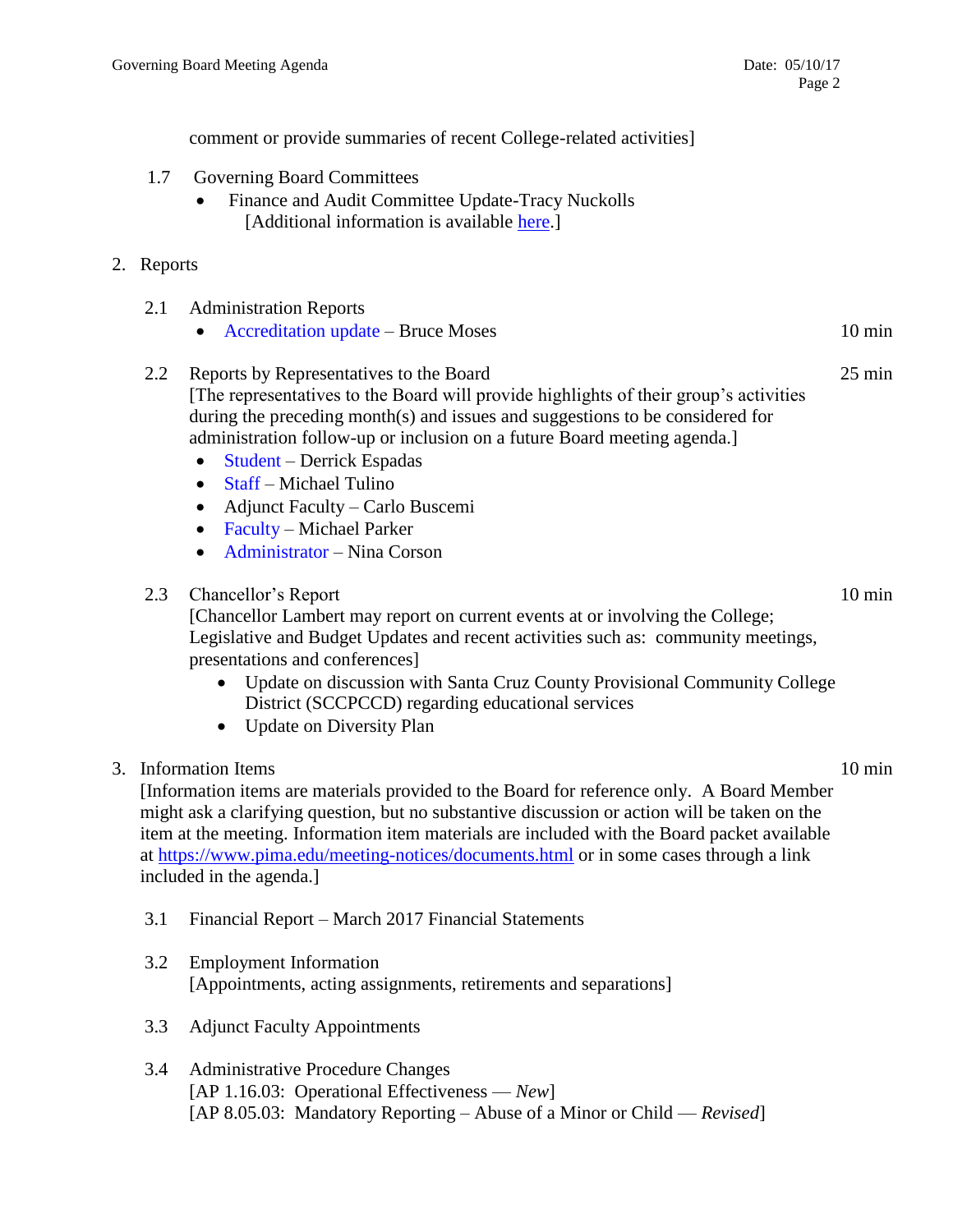comment or provide summaries of recent College-related activities]

1.7 Governing Board Committees

- Finance and Audit Committee Update-Tracy Nuckolls
  [Additional information is available here.]

2. Reports

2.1 Administration Reports

- Accreditation update – Bruce Moses 10 min

2.2 Reports by Representatives to the Board 25 min

[The representatives to the Board will provide highlights of their group's activities during the preceding month(s) and issues and suggestions to be considered for administration follow-up or inclusion on a future Board meeting agenda.]

- Student – Derrick Espadas
- Staff – Michael Tulino
- Adjunct Faculty – Carlo Buscemi
- Faculty – Michael Parker
- Administrator – Nina Corson

2.3 Chancellor's Report 10 min

[Chancellor Lambert may report on current events at or involving the College; Legislative and Budget Updates and recent activities such as: community meetings, presentations and conferences]

- Update on discussion with Santa Cruz County Provisional Community College District (SCCPCCD) regarding educational services
- Update on Diversity Plan

3. Information Items 10 min

[Information items are materials provided to the Board for reference only. A Board Member might ask a clarifying question, but no substantive discussion or action will be taken on the item at the meeting. Information item materials are included with the Board packet available at https://www.pima.edu/meeting-notices/documents.html or in some cases through a link included in the agenda.]

3.1 Financial Report – March 2017 Financial Statements

3.2 Employment Information
[Appointments, acting assignments, retirements and separations]

3.3 Adjunct Faculty Appointments

3.4 Administrative Procedure Changes
[AP 1.16.03: Operational Effectiveness — *New*]
[AP 8.05.03: Mandatory Reporting – Abuse of a Minor or Child — *Revised*]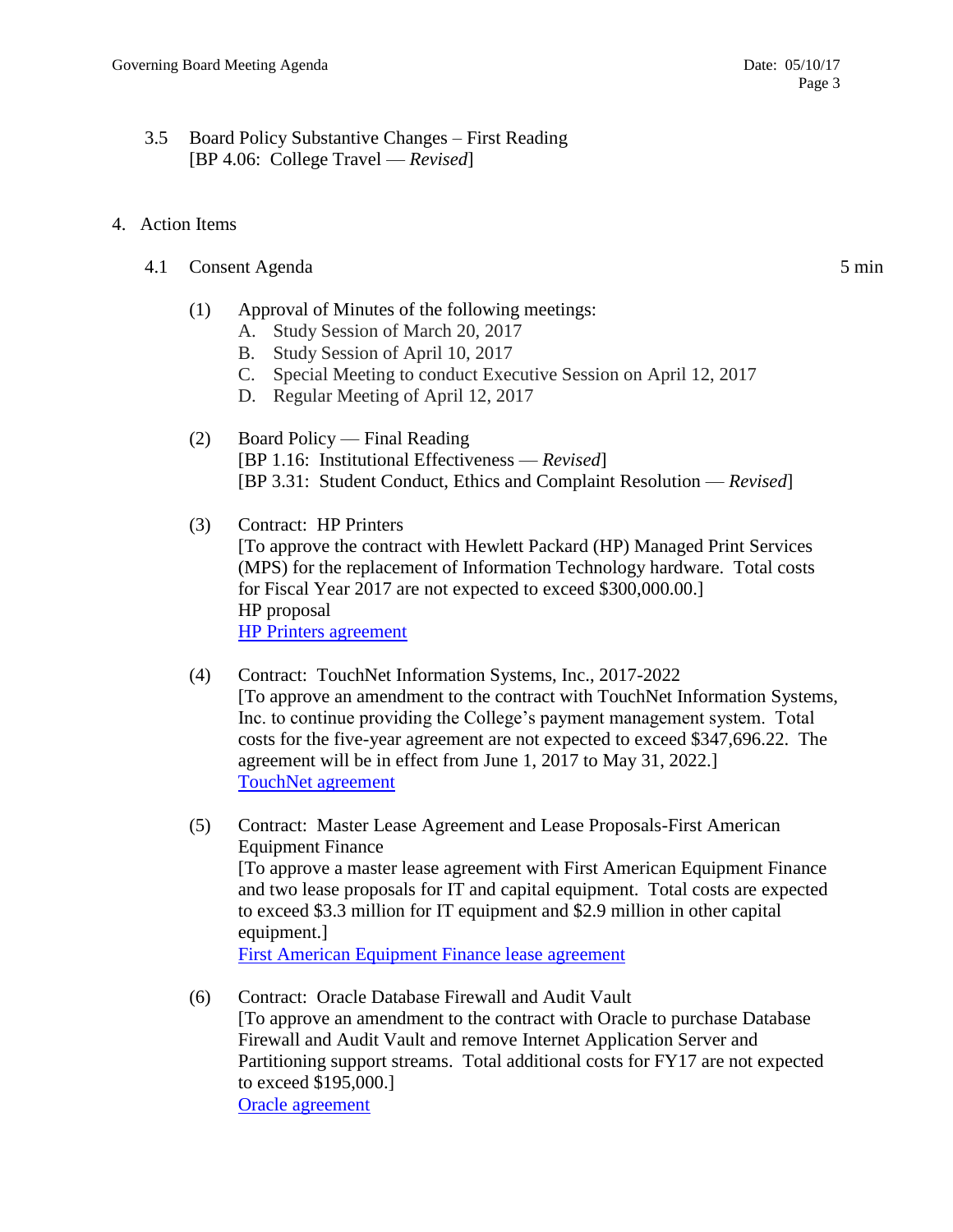3.5 Board Policy Substantive Changes – First Reading
[BP 4.06: College Travel — *Revised*]

4. Action Items

4.1 Consent Agenda 5 min

(1) Approval of Minutes of the following meetings:
   A. Study Session of March 20, 2017
   B. Study Session of April 10, 2017
   C. Special Meeting to conduct Executive Session on April 12, 2017
   D. Regular Meeting of April 12, 2017

(2) Board Policy — Final Reading
[BP 1.16: Institutional Effectiveness — *Revised*]
[BP 3.31: Student Conduct, Ethics and Complaint Resolution — *Revised*]

(3) Contract: HP Printers
[To approve the contract with Hewlett Packard (HP) Managed Print Services (MPS) for the replacement of Information Technology hardware. Total costs for Fiscal Year 2017 are not expected to exceed $300,000.00.]
HP proposal
HP Printers agreement

(4) Contract: TouchNet Information Systems, Inc., 2017-2022
[To approve an amendment to the contract with TouchNet Information Systems, Inc. to continue providing the College's payment management system. Total costs for the five-year agreement are not expected to exceed $347,696.22. The agreement will be in effect from June 1, 2017 to May 31, 2022.]
TouchNet agreement

(5) Contract: Master Lease Agreement and Lease Proposals-First American Equipment Finance
[To approve a master lease agreement with First American Equipment Finance and two lease proposals for IT and capital equipment. Total costs are expected to exceed $3.3 million for IT equipment and $2.9 million in other capital equipment.]
First American Equipment Finance lease agreement

(6) Contract: Oracle Database Firewall and Audit Vault
[To approve an amendment to the contract with Oracle to purchase Database Firewall and Audit Vault and remove Internet Application Server and Partitioning support streams. Total additional costs for FY17 are not expected to exceed $195,000.]
Oracle agreement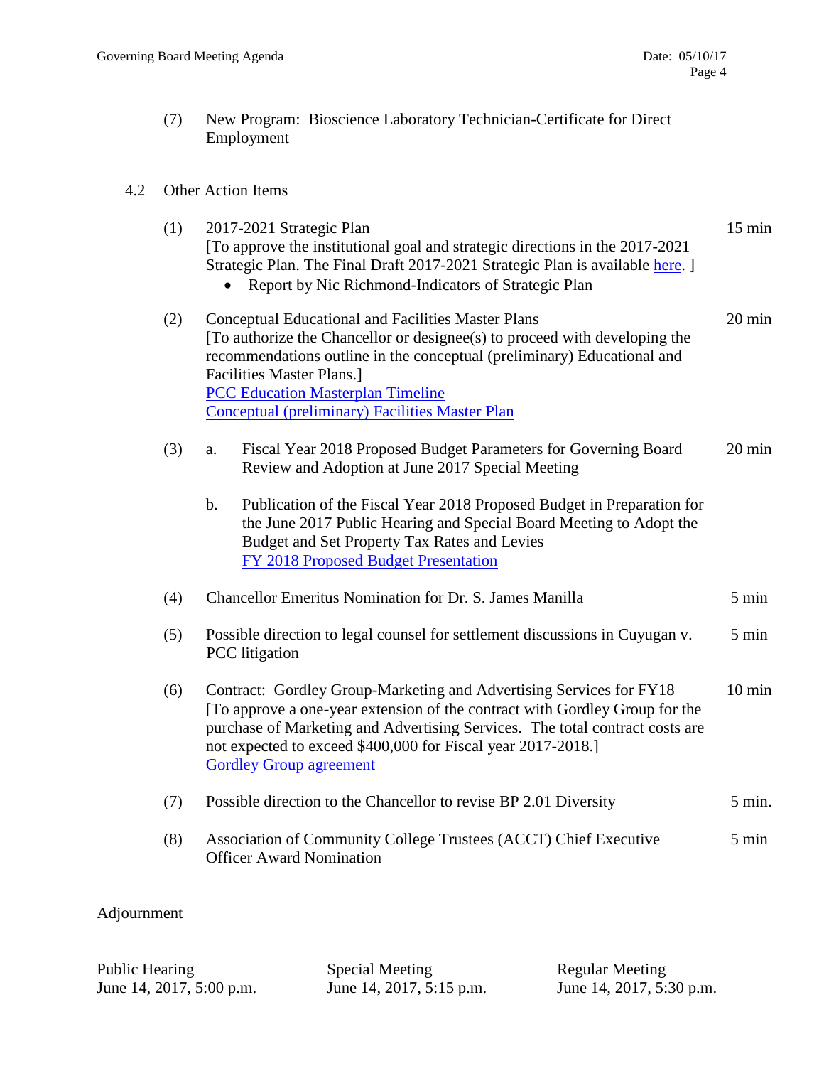(7) New Program: Bioscience Laboratory Technician-Certificate for Direct Employment

4.2 Other Action Items

(1) 2017-2021 Strategic Plan — 15 min
[To approve the institutional goal and strategic directions in the 2017-2021 Strategic Plan. The Final Draft 2017-2021 Strategic Plan is available here. ]
- Report by Nic Richmond-Indicators of Strategic Plan

(2) Conceptual Educational and Facilities Master Plans — 20 min
[To authorize the Chancellor or designee(s) to proceed with developing the recommendations outline in the conceptual (preliminary) Educational and Facilities Master Plans.]
PCC Education Masterplan Timeline
Conceptual (preliminary) Facilities Master Plan

(3) a. Fiscal Year 2018 Proposed Budget Parameters for Governing Board Review and Adoption at June 2017 Special Meeting — 20 min

b. Publication of the Fiscal Year 2018 Proposed Budget in Preparation for the June 2017 Public Hearing and Special Board Meeting to Adopt the Budget and Set Property Tax Rates and Levies
FY 2018 Proposed Budget Presentation

(4) Chancellor Emeritus Nomination for Dr. S. James Manilla — 5 min

(5) Possible direction to legal counsel for settlement discussions in Cuyugan v. PCC litigation — 5 min

(6) Contract: Gordley Group-Marketing and Advertising Services for FY18 — 10 min
[To approve a one-year extension of the contract with Gordley Group for the purchase of Marketing and Advertising Services. The total contract costs are not expected to exceed $400,000 for Fiscal year 2017-2018.]
Gordley Group agreement

(7) Possible direction to the Chancellor to revise BP 2.01 Diversity — 5 min.

(8) Association of Community College Trustees (ACCT) Chief Executive Officer Award Nomination — 5 min

Adjournment

| Public Hearing | Special Meeting | Regular Meeting |
| --- | --- | --- |
| June 14, 2017, 5:00 p.m. | June 14, 2017, 5:15 p.m. | June 14, 2017, 5:30 p.m. |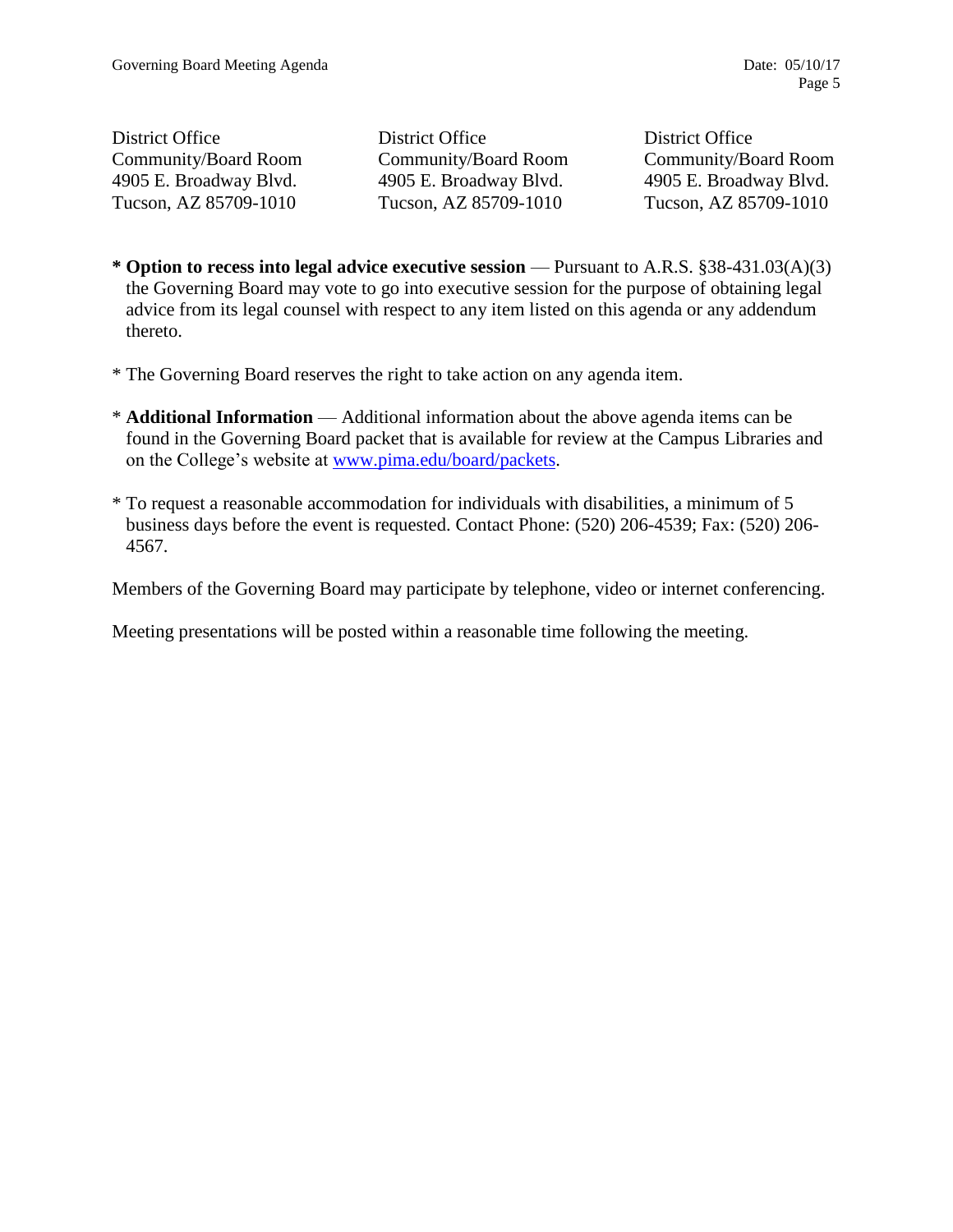| | | |
|---|---|---|
| District Office<br>Community/Board Room<br>4905 E. Broadway Blvd.<br>Tucson, AZ 85709-1010 | District Office<br>Community/Board Room<br>4905 E. Broadway Blvd.<br>Tucson, AZ 85709-1010 | District Office<br>Community/Board Room<br>4905 E. Broadway Blvd.<br>Tucson, AZ 85709-1010 |

**\* Option to recess into legal advice executive session** — Pursuant to A.R.S. §38-431.03(A)(3) the Governing Board may vote to go into executive session for the purpose of obtaining legal advice from its legal counsel with respect to any item listed on this agenda or any addendum thereto.

\* The Governing Board reserves the right to take action on any agenda item.

\* **Additional Information** — Additional information about the above agenda items can be found in the Governing Board packet that is available for review at the Campus Libraries and on the College's website at [www.pima.edu/board/packets](www.pima.edu/board/packets).

\* To request a reasonable accommodation for individuals with disabilities, a minimum of 5 business days before the event is requested. Contact Phone: (520) 206-4539; Fax: (520) 206-4567.

Members of the Governing Board may participate by telephone, video or internet conferencing.

Meeting presentations will be posted within a reasonable time following the meeting.